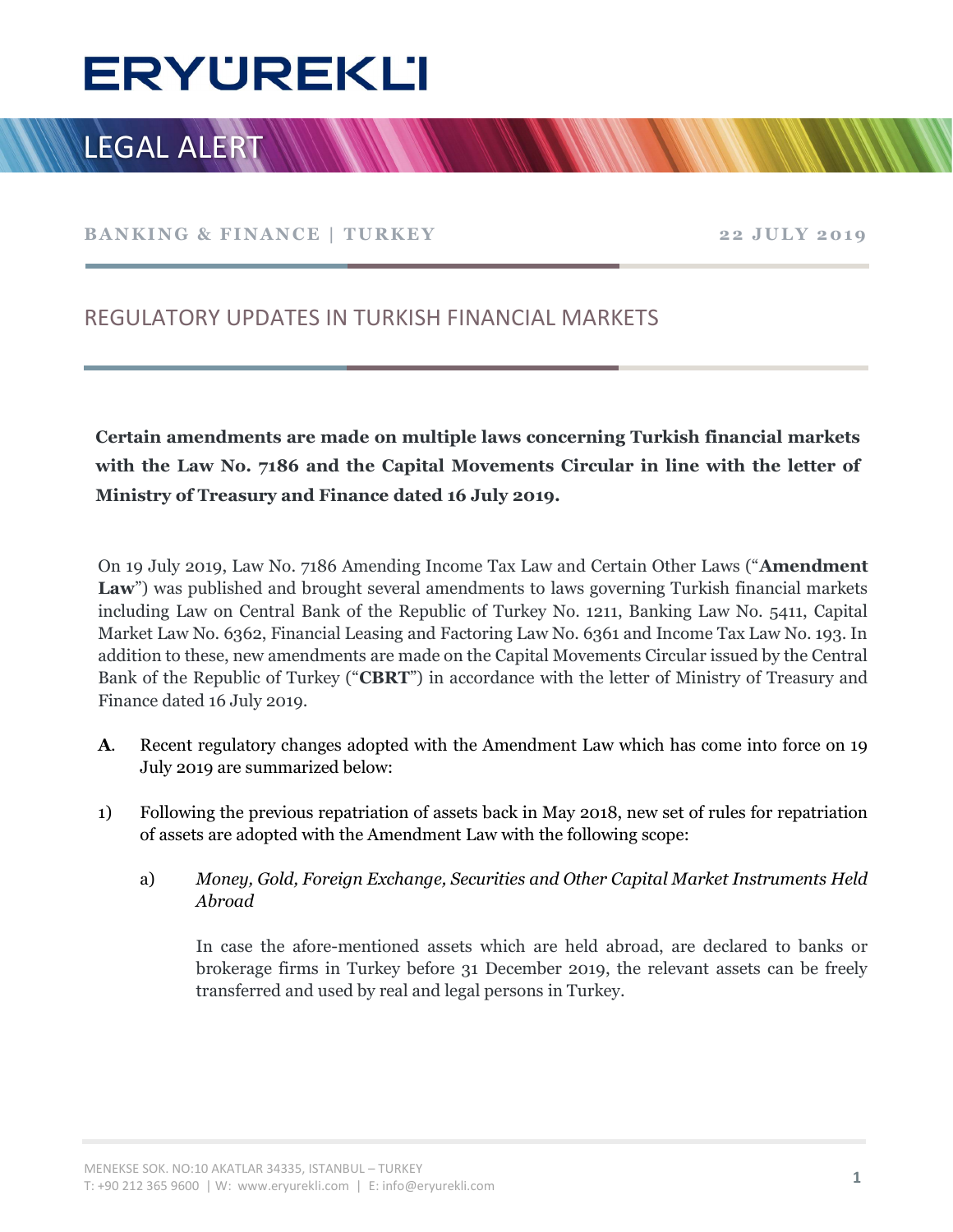# ERYÜREKLİ

## LEGAL ALERT

**BANKING & FINANCE | TURKEY** **22 JULY 2019**

## REGULATORY UPDATES IN TURKISH FINANCIAL MARKETS

**Certain amendments are made on multiple laws concerning Turkish financial markets with the Law No. 7186 and the Capital Movements Circular in line with the letter of Ministry of Treasury and Finance dated 16 July 2019.**

On 19 July 2019, Law No. 7186 Amending Income Tax Law and Certain Other Laws ("**Amendment Law**") was published and brought several amendments to laws governing Turkish financial markets including Law on Central Bank of the Republic of Turkey No. 1211, Banking Law No. 5411, Capital Market Law No. 6362, Financial Leasing and Factoring Law No. 6361 and Income Tax Law No. 193. In addition to these, new amendments are made on the Capital Movements Circular issued by the Central Bank of the Republic of Turkey ("**CBRT**") in accordance with the letter of Ministry of Treasury and Finance dated 16 July 2019.

**A.** Recent regulatory changes adopted with the Amendment Law which has come into force on 19 July 2019 are summarized below:

1) Following the previous repatriation of assets back in May 2018, new set of rules for repatriation of assets are adopted with the Amendment Law with the following scope:

   a) *Money, Gold, Foreign Exchange, Securities and Other Capital Market Instruments Held Abroad*

      In case the afore-mentioned assets which are held abroad, are declared to banks or brokerage firms in Turkey before 31 December 2019, the relevant assets can be freely transferred and used by real and legal persons in Turkey.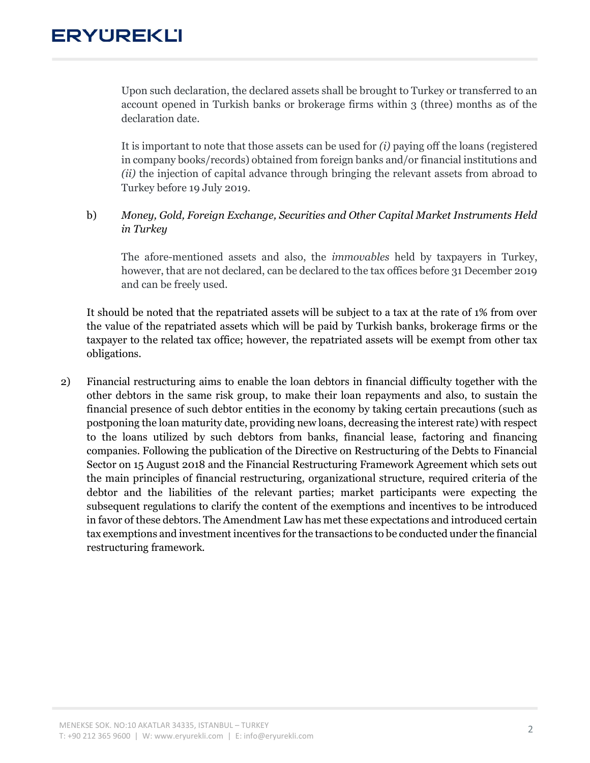Upon such declaration, the declared assets shall be brought to Turkey or transferred to an account opened in Turkish banks or brokerage firms within 3 (three) months as of the declaration date.

It is important to note that those assets can be used for *(i)* paying off the loans (registered in company books/records) obtained from foreign banks and/or financial institutions and *(ii)* the injection of capital advance through bringing the relevant assets from abroad to Turkey before 19 July 2019.

b) *Money, Gold, Foreign Exchange, Securities and Other Capital Market Instruments Held in Turkey*

The afore-mentioned assets and also, the *immovables* held by taxpayers in Turkey, however, that are not declared, can be declared to the tax offices before 31 December 2019 and can be freely used.

It should be noted that the repatriated assets will be subject to a tax at the rate of 1% from over the value of the repatriated assets which will be paid by Turkish banks, brokerage firms or the taxpayer to the related tax office; however, the repatriated assets will be exempt from other tax obligations.

2) Financial restructuring aims to enable the loan debtors in financial difficulty together with the other debtors in the same risk group, to make their loan repayments and also, to sustain the financial presence of such debtor entities in the economy by taking certain precautions (such as postponing the loan maturity date, providing new loans, decreasing the interest rate) with respect to the loans utilized by such debtors from banks, financial lease, factoring and financing companies. Following the publication of the Directive on Restructuring of the Debts to Financial Sector on 15 August 2018 and the Financial Restructuring Framework Agreement which sets out the main principles of financial restructuring, organizational structure, required criteria of the debtor and the liabilities of the relevant parties; market participants were expecting the subsequent regulations to clarify the content of the exemptions and incentives to be introduced in favor of these debtors. The Amendment Law has met these expectations and introduced certain tax exemptions and investment incentives for the transactions to be conducted under the financial restructuring framework.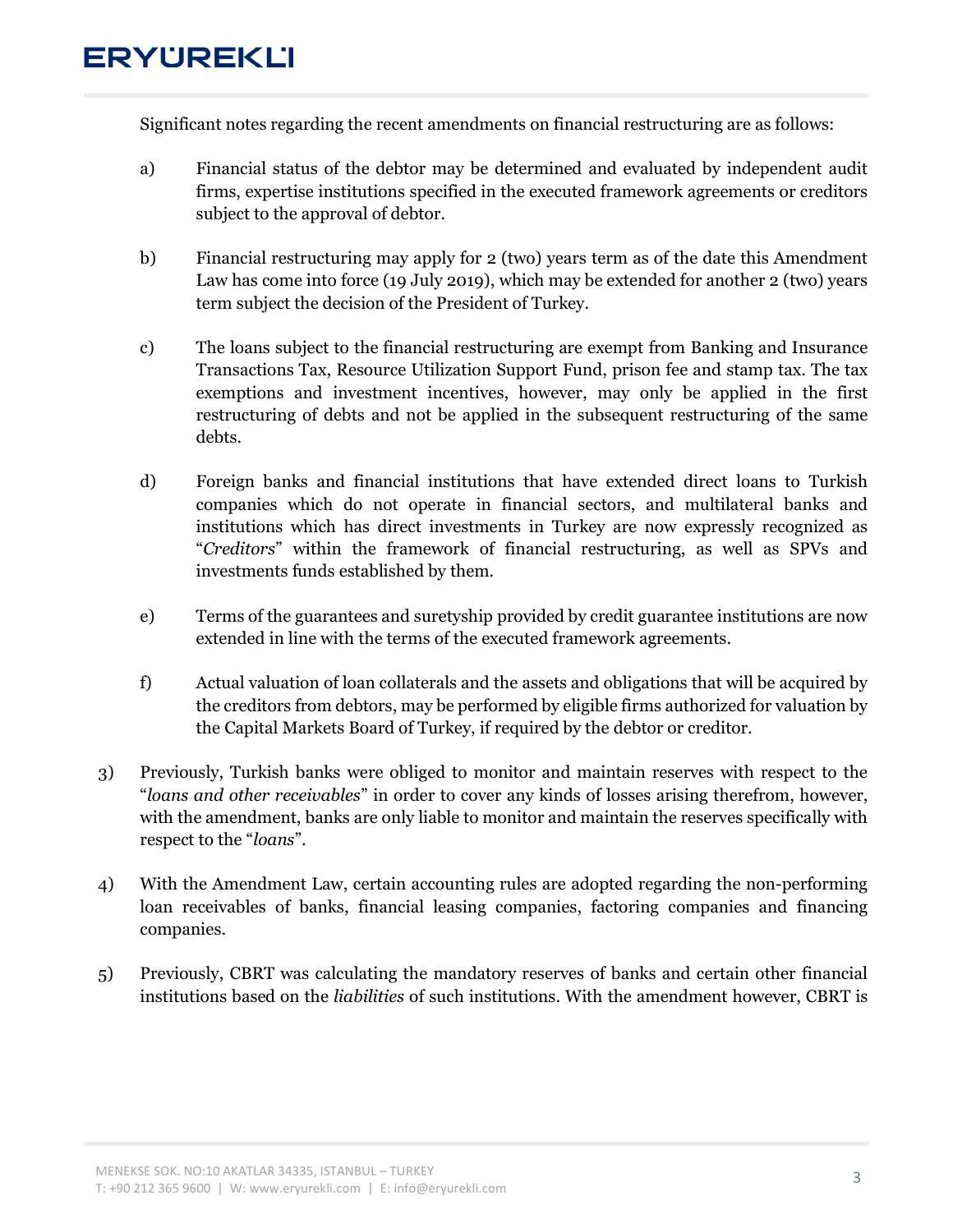Significant notes regarding the recent amendments on financial restructuring are as follows:

a) Financial status of the debtor may be determined and evaluated by independent audit firms, expertise institutions specified in the executed framework agreements or creditors subject to the approval of debtor.

b) Financial restructuring may apply for 2 (two) years term as of the date this Amendment Law has come into force (19 July 2019), which may be extended for another 2 (two) years term subject the decision of the President of Turkey.

c) The loans subject to the financial restructuring are exempt from Banking and Insurance Transactions Tax, Resource Utilization Support Fund, prison fee and stamp tax. The tax exemptions and investment incentives, however, may only be applied in the first restructuring of debts and not be applied in the subsequent restructuring of the same debts.

d) Foreign banks and financial institutions that have extended direct loans to Turkish companies which do not operate in financial sectors, and multilateral banks and institutions which has direct investments in Turkey are now expressly recognized as "*Creditors*" within the framework of financial restructuring, as well as SPVs and investments funds established by them.

e) Terms of the guarantees and suretyship provided by credit guarantee institutions are now extended in line with the terms of the executed framework agreements.

f) Actual valuation of loan collaterals and the assets and obligations that will be acquired by the creditors from debtors, may be performed by eligible firms authorized for valuation by the Capital Markets Board of Turkey, if required by the debtor or creditor.

3) Previously, Turkish banks were obliged to monitor and maintain reserves with respect to the "*loans and other receivables*" in order to cover any kinds of losses arising therefrom, however, with the amendment, banks are only liable to monitor and maintain the reserves specifically with respect to the "*loans*".

4) With the Amendment Law, certain accounting rules are adopted regarding the non-performing loan receivables of banks, financial leasing companies, factoring companies and financing companies.

5) Previously, CBRT was calculating the mandatory reserves of banks and certain other financial institutions based on the *liabilities* of such institutions. With the amendment however, CBRT is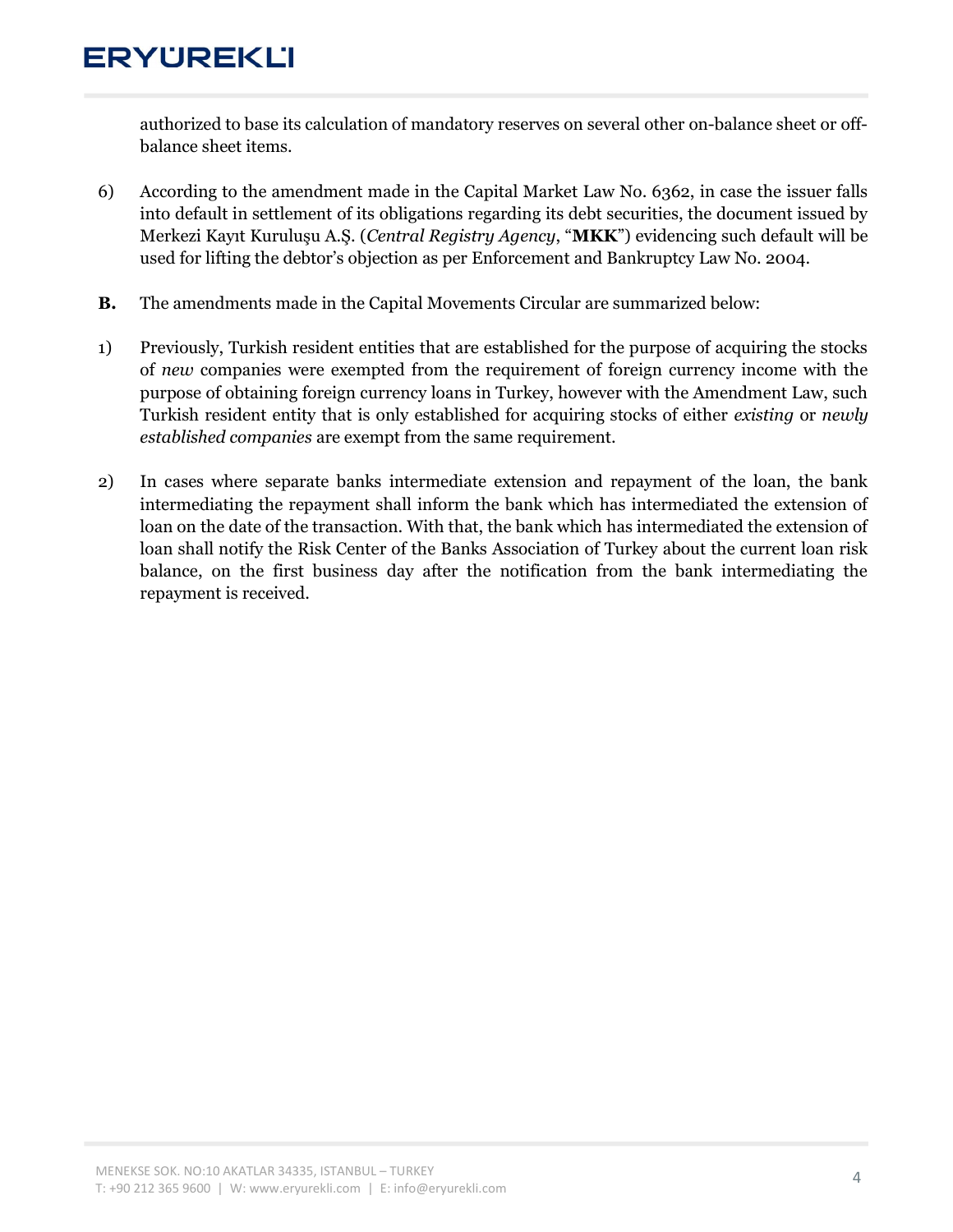authorized to base its calculation of mandatory reserves on several other on-balance sheet or off-balance sheet items.

6) According to the amendment made in the Capital Market Law No. 6362, in case the issuer falls into default in settlement of its obligations regarding its debt securities, the document issued by Merkezi Kayıt Kuruluşu A.Ş. (*Central Registry Agency*, "**MKK**") evidencing such default will be used for lifting the debtor's objection as per Enforcement and Bankruptcy Law No. 2004.

**B.** The amendments made in the Capital Movements Circular are summarized below:

1) Previously, Turkish resident entities that are established for the purpose of acquiring the stocks of *new* companies were exempted from the requirement of foreign currency income with the purpose of obtaining foreign currency loans in Turkey, however with the Amendment Law, such Turkish resident entity that is only established for acquiring stocks of either *existing* or *newly established companies* are exempt from the same requirement.

2) In cases where separate banks intermediate extension and repayment of the loan, the bank intermediating the repayment shall inform the bank which has intermediated the extension of loan on the date of the transaction. With that, the bank which has intermediated the extension of loan shall notify the Risk Center of the Banks Association of Turkey about the current loan risk balance, on the first business day after the notification from the bank intermediating the repayment is received.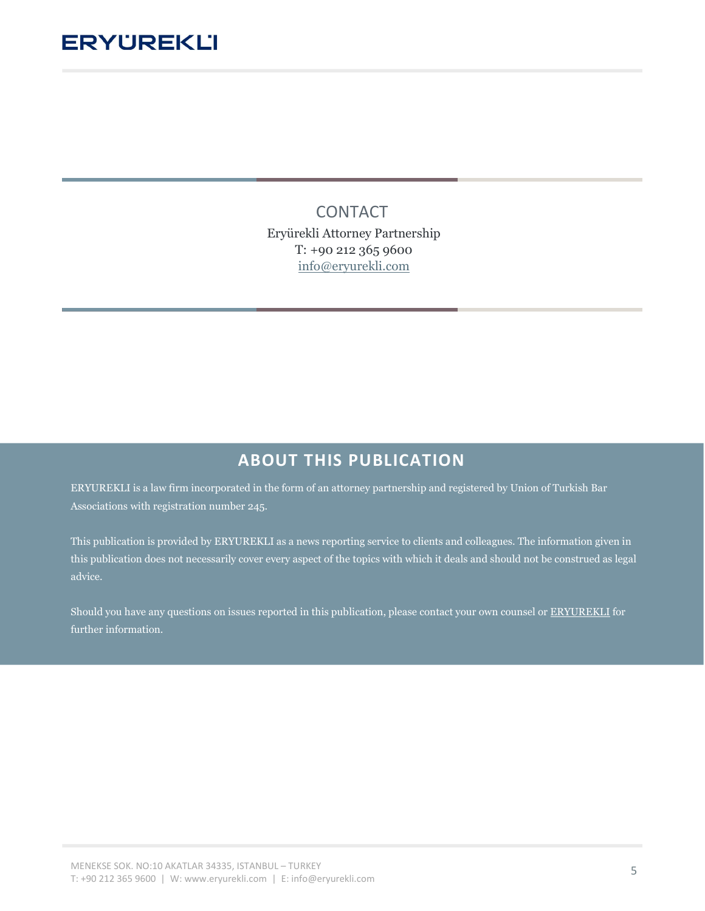## CONTACT

Eryürekli Attorney Partnership
T: +90 212 365 9600
info@eryurekli.com

## ABOUT THIS PUBLICATION

ERYUREKLI is a law firm incorporated in the form of an attorney partnership and registered by Union of Turkish Bar Associations with registration number 245.

This publication is provided by ERYUREKLI as a news reporting service to clients and colleagues. The information given in this publication does not necessarily cover every aspect of the topics with which it deals and should not be construed as legal advice.

Should you have any questions on issues reported in this publication, please contact your own counsel or ERYUREKLI for further information.